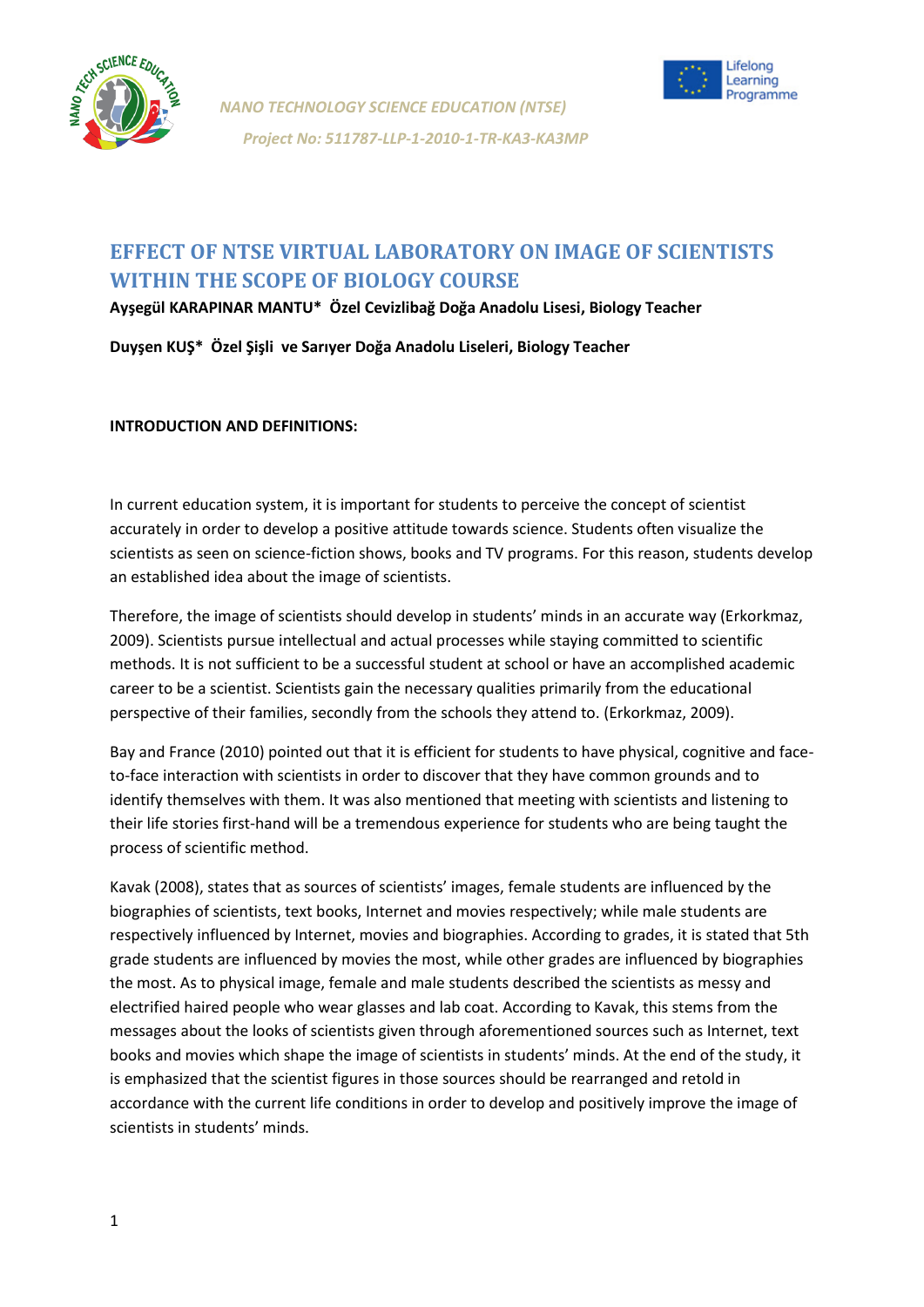*NANO TECHNOLOGY SCIENCE EDUCATION (NTSE)*

*Project No: 511787-LLP-1-2010-1-TR-KA3-KA3MP*

# EFFECT OF NTSE VIRTUAL LABORATORY ON IMAGE OF SCIENTISTS WITHIN THE SCOPE OF BIOLOGY COURSE

**Ayşegül KARAPINAR MANTU\* Özel Cevizlibağ Doğa Anadolu Lisesi, Biology Teacher**

**Duyşen KUŞ\* Özel Şişli ve Sarıyer Doğa Anadolu Liseleri, Biology Teacher**

**INTRODUCTION AND DEFINITIONS:**

In current education system, it is important for students to perceive the concept of scientist accurately in order to develop a positive attitude towards science. Students often visualize the scientists as seen on science-fiction shows, books and TV programs. For this reason, students develop an established idea about the image of scientists.

Therefore, the image of scientists should develop in students' minds in an accurate way (Erkorkmaz, 2009). Scientists pursue intellectual and actual processes while staying committed to scientific methods. It is not sufficient to be a successful student at school or have an accomplished academic career to be a scientist. Scientists gain the necessary qualities primarily from the educational perspective of their families, secondly from the schools they attend to. (Erkorkmaz, 2009).

Bay and France (2010) pointed out that it is efficient for students to have physical, cognitive and face-to-face interaction with scientists in order to discover that they have common grounds and to identify themselves with them. It was also mentioned that meeting with scientists and listening to their life stories first-hand will be a tremendous experience for students who are being taught the process of scientific method.

Kavak (2008), states that as sources of scientists' images, female students are influenced by the biographies of scientists, text books, Internet and movies respectively; while male students are respectively influenced by Internet, movies and biographies. According to grades, it is stated that 5th grade students are influenced by movies the most, while other grades are influenced by biographies the most. As to physical image, female and male students described the scientists as messy and electrified haired people who wear glasses and lab coat. According to Kavak, this stems from the messages about the looks of scientists given through aforementioned sources such as Internet, text books and movies which shape the image of scientists in students' minds. At the end of the study, it is emphasized that the scientist figures in those sources should be rearranged and retold in accordance with the current life conditions in order to develop and positively improve the image of scientists in students' minds.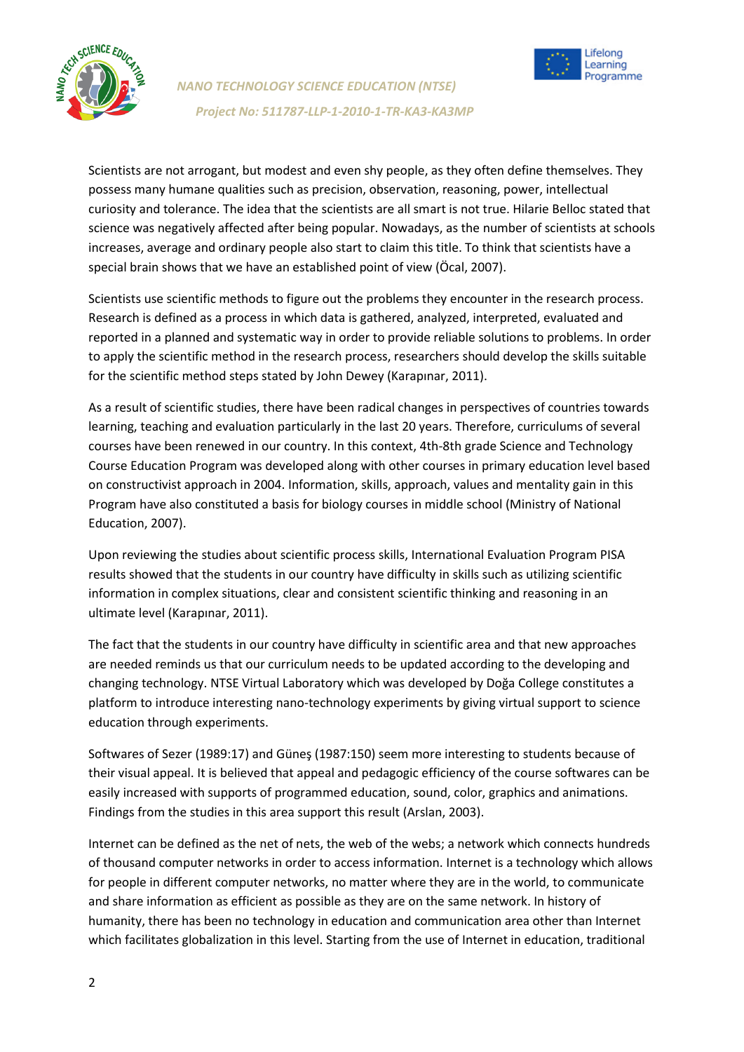Scientists are not arrogant, but modest and even shy people, as they often define themselves. They possess many humane qualities such as precision, observation, reasoning, power, intellectual curiosity and tolerance. The idea that the scientists are all smart is not true. Hilarie Belloc stated that science was negatively affected after being popular. Nowadays, as the number of scientists at schools increases, average and ordinary people also start to claim this title. To think that scientists have a special brain shows that we have an established point of view (Öcal, 2007).

Scientists use scientific methods to figure out the problems they encounter in the research process. Research is defined as a process in which data is gathered, analyzed, interpreted, evaluated and reported in a planned and systematic way in order to provide reliable solutions to problems. In order to apply the scientific method in the research process, researchers should develop the skills suitable for the scientific method steps stated by John Dewey (Karapınar, 2011).

As a result of scientific studies, there have been radical changes in perspectives of countries towards learning, teaching and evaluation particularly in the last 20 years. Therefore, curriculums of several courses have been renewed in our country. In this context, 4th-8th grade Science and Technology Course Education Program was developed along with other courses in primary education level based on constructivist approach in 2004. Information, skills, approach, values and mentality gain in this Program have also constituted a basis for biology courses in middle school (Ministry of National Education, 2007).

Upon reviewing the studies about scientific process skills, International Evaluation Program PISA results showed that the students in our country have difficulty in skills such as utilizing scientific information in complex situations, clear and consistent scientific thinking and reasoning in an ultimate level (Karapınar, 2011).

The fact that the students in our country have difficulty in scientific area and that new approaches are needed reminds us that our curriculum needs to be updated according to the developing and changing technology. NTSE Virtual Laboratory which was developed by Doğa College constitutes a platform to introduce interesting nano-technology experiments by giving virtual support to science education through experiments.

Softwares of Sezer (1989:17) and Güneş (1987:150) seem more interesting to students because of their visual appeal. It is believed that appeal and pedagogic efficiency of the course softwares can be easily increased with supports of programmed education, sound, color, graphics and animations. Findings from the studies in this area support this result (Arslan, 2003).

Internet can be defined as the net of nets, the web of the webs; a network which connects hundreds of thousand computer networks in order to access information. Internet is a technology which allows for people in different computer networks, no matter where they are in the world, to communicate and share information as efficient as possible as they are on the same network. In history of humanity, there has been no technology in education and communication area other than Internet which facilitates globalization in this level. Starting from the use of Internet in education, traditional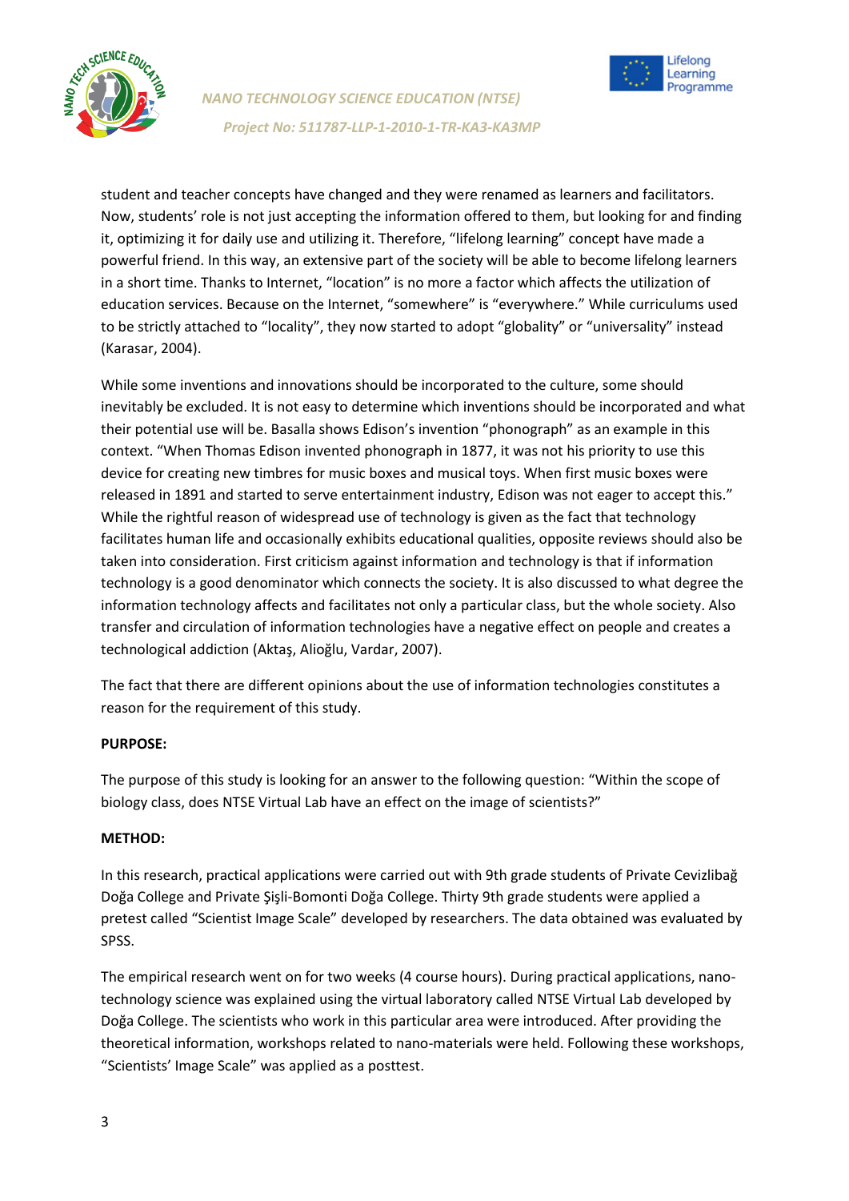student and teacher concepts have changed and they were renamed as learners and facilitators. Now, students' role is not just accepting the information offered to them, but looking for and finding it, optimizing it for daily use and utilizing it. Therefore, "lifelong learning" concept have made a powerful friend. In this way, an extensive part of the society will be able to become lifelong learners in a short time. Thanks to Internet, "location" is no more a factor which affects the utilization of education services. Because on the Internet, "somewhere" is "everywhere." While curriculums used to be strictly attached to "locality", they now started to adopt "globality" or "universality" instead (Karasar, 2004).

While some inventions and innovations should be incorporated to the culture, some should inevitably be excluded. It is not easy to determine which inventions should be incorporated and what their potential use will be. Basalla shows Edison's invention "phonograph" as an example in this context. "When Thomas Edison invented phonograph in 1877, it was not his priority to use this device for creating new timbres for music boxes and musical toys. When first music boxes were released in 1891 and started to serve entertainment industry, Edison was not eager to accept this." While the rightful reason of widespread use of technology is given as the fact that technology facilitates human life and occasionally exhibits educational qualities, opposite reviews should also be taken into consideration. First criticism against information and technology is that if information technology is a good denominator which connects the society. It is also discussed to what degree the information technology affects and facilitates not only a particular class, but the whole society. Also transfer and circulation of information technologies have a negative effect on people and creates a technological addiction (Aktaş, Alioğlu, Vardar, 2007).

The fact that there are different opinions about the use of information technologies constitutes a reason for the requirement of this study.

**PURPOSE:**

The purpose of this study is looking for an answer to the following question: "Within the scope of biology class, does NTSE Virtual Lab have an effect on the image of scientists?"

**METHOD:**

In this research, practical applications were carried out with 9th grade students of Private Cevizlibağ Doğa College and Private Şişli-Bomonti Doğa College. Thirty 9th grade students were applied a pretest called "Scientist Image Scale" developed by researchers. The data obtained was evaluated by SPSS.

The empirical research went on for two weeks (4 course hours). During practical applications, nano-technology science was explained using the virtual laboratory called NTSE Virtual Lab developed by Doğa College. The scientists who work in this particular area were introduced. After providing the theoretical information, workshops related to nano-materials were held. Following these workshops, "Scientists' Image Scale" was applied as a posttest.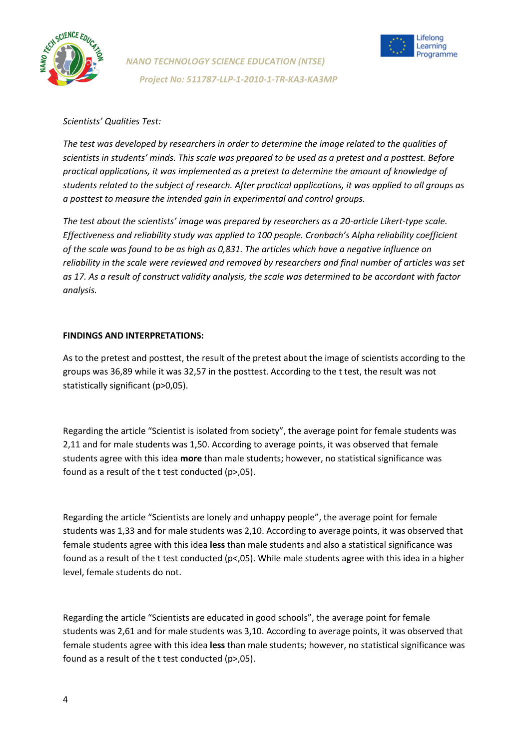*Scientists' Qualities Test:*

*The test was developed by researchers in order to determine the image related to the qualities of scientists in students' minds. This scale was prepared to be used as a pretest and a posttest. Before practical applications, it was implemented as a pretest to determine the amount of knowledge of students related to the subject of research. After practical applications, it was applied to all groups as a posttest to measure the intended gain in experimental and control groups.*

*The test about the scientists' image was prepared by researchers as a 20-article Likert-type scale. Effectiveness and reliability study was applied to 100 people. Cronbach's Alpha reliability coefficient of the scale was found to be as high as 0,831. The articles which have a negative influence on reliability in the scale were reviewed and removed by researchers and final number of articles was set as 17. As a result of construct validity analysis, the scale was determined to be accordant with factor analysis.*

**FINDINGS AND INTERPRETATIONS:**

As to the pretest and posttest, the result of the pretest about the image of scientists according to the groups was 36,89 while it was 32,57 in the posttest. According to the t test, the result was not statistically significant (p>0,05).

Regarding the article "Scientist is isolated from society", the average point for female students was 2,11 and for male students was 1,50. According to average points, it was observed that female students agree with this idea **more** than male students; however, no statistical significance was found as a result of the t test conducted (p>,05).

Regarding the article "Scientists are lonely and unhappy people", the average point for female students was 1,33 and for male students was 2,10. According to average points, it was observed that female students agree with this idea **less** than male students and also a statistical significance was found as a result of the t test conducted (p<,05). While male students agree with this idea in a higher level, female students do not.

Regarding the article "Scientists are educated in good schools", the average point for female students was 2,61 and for male students was 3,10. According to average points, it was observed that female students agree with this idea **less** than male students; however, no statistical significance was found as a result of the t test conducted (p>,05).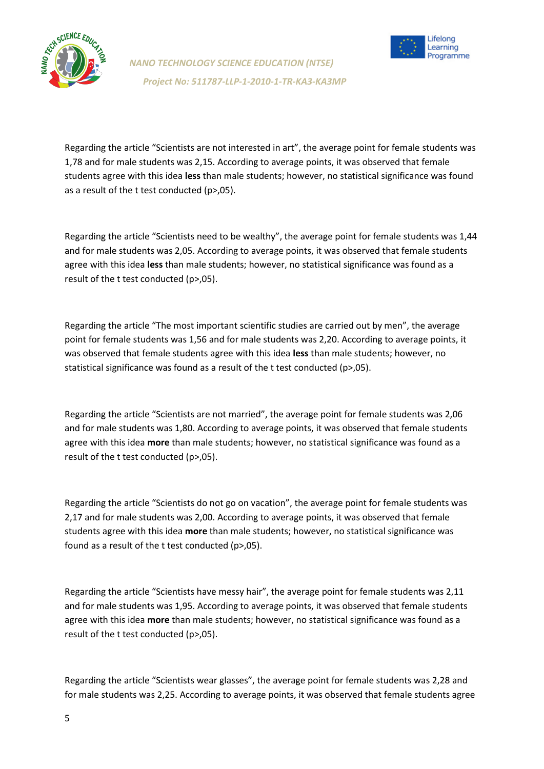Regarding the article “Scientists are not interested in art”, the average point for female students was 1,78 and for male students was 2,15. According to average points, it was observed that female students agree with this idea **less** than male students; however, no statistical significance was found as a result of the t test conducted (p>,05).

Regarding the article “Scientists need to be wealthy”, the average point for female students was 1,44 and for male students was 2,05. According to average points, it was observed that female students agree with this idea **less** than male students; however, no statistical significance was found as a result of the t test conducted (p>,05).

Regarding the article “The most important scientific studies are carried out by men”, the average point for female students was 1,56 and for male students was 2,20. According to average points, it was observed that female students agree with this idea **less** than male students; however, no statistical significance was found as a result of the t test conducted (p>,05).

Regarding the article “Scientists are not married”, the average point for female students was 2,06 and for male students was 1,80. According to average points, it was observed that female students agree with this idea **more** than male students; however, no statistical significance was found as a result of the t test conducted (p>,05).

Regarding the article “Scientists do not go on vacation”, the average point for female students was 2,17 and for male students was 2,00. According to average points, it was observed that female students agree with this idea **more** than male students; however, no statistical significance was found as a result of the t test conducted (p>,05).

Regarding the article “Scientists have messy hair”, the average point for female students was 2,11 and for male students was 1,95. According to average points, it was observed that female students agree with this idea **more** than male students; however, no statistical significance was found as a result of the t test conducted (p>,05).

Regarding the article “Scientists wear glasses”, the average point for female students was 2,28 and for male students was 2,25. According to average points, it was observed that female students agree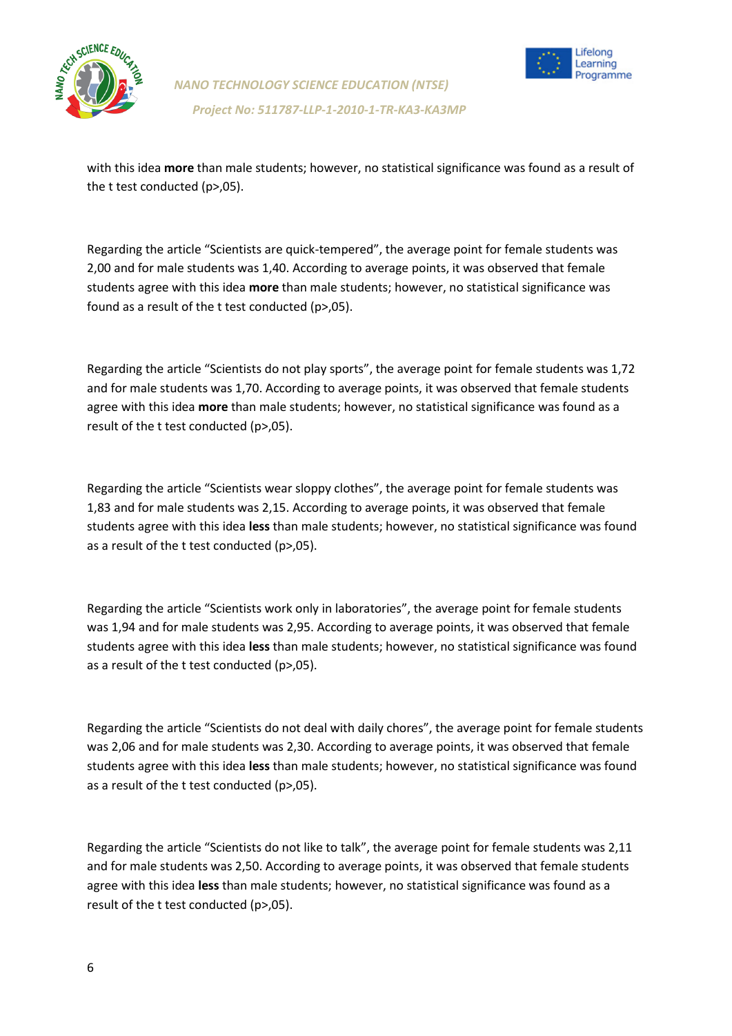with this idea **more** than male students; however, no statistical significance was found as a result of the t test conducted (p>,05).

Regarding the article “Scientists are quick-tempered”, the average point for female students was 2,00 and for male students was 1,40. According to average points, it was observed that female students agree with this idea **more** than male students; however, no statistical significance was found as a result of the t test conducted (p>,05).

Regarding the article “Scientists do not play sports”, the average point for female students was 1,72 and for male students was 1,70. According to average points, it was observed that female students agree with this idea **more** than male students; however, no statistical significance was found as a result of the t test conducted (p>,05).

Regarding the article “Scientists wear sloppy clothes”, the average point for female students was 1,83 and for male students was 2,15. According to average points, it was observed that female students agree with this idea **less** than male students; however, no statistical significance was found as a result of the t test conducted (p>,05).

Regarding the article “Scientists work only in laboratories”, the average point for female students was 1,94 and for male students was 2,95. According to average points, it was observed that female students agree with this idea **less** than male students; however, no statistical significance was found as a result of the t test conducted (p>,05).

Regarding the article “Scientists do not deal with daily chores”, the average point for female students was 2,06 and for male students was 2,30. According to average points, it was observed that female students agree with this idea **less** than male students; however, no statistical significance was found as a result of the t test conducted (p>,05).

Regarding the article “Scientists do not like to talk”, the average point for female students was 2,11 and for male students was 2,50. According to average points, it was observed that female students agree with this idea **less** than male students; however, no statistical significance was found as a result of the t test conducted (p>,05).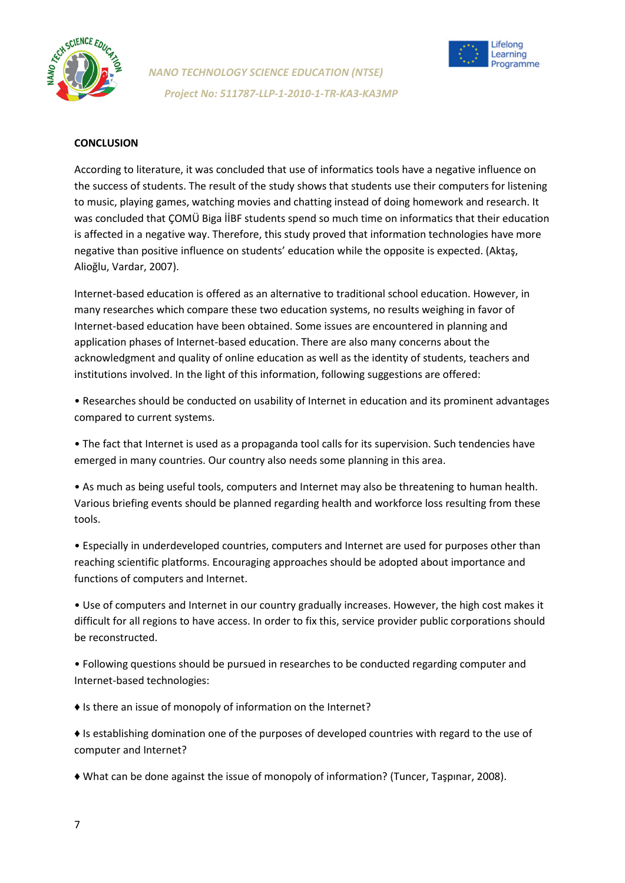## CONCLUSION

According to literature, it was concluded that use of informatics tools have a negative influence on the success of students. The result of the study shows that students use their computers for listening to music, playing games, watching movies and chatting instead of doing homework and research. It was concluded that ÇOMÜ Biga İİBF students spend so much time on informatics that their education is affected in a negative way. Therefore, this study proved that information technologies have more negative than positive influence on students' education while the opposite is expected. (Aktaş, Alioğlu, Vardar, 2007).

Internet-based education is offered as an alternative to traditional school education. However, in many researches which compare these two education systems, no results weighing in favor of Internet-based education have been obtained. Some issues are encountered in planning and application phases of Internet-based education. There are also many concerns about the acknowledgment and quality of online education as well as the identity of students, teachers and institutions involved. In the light of this information, following suggestions are offered:

- Researches should be conducted on usability of Internet in education and its prominent advantages compared to current systems.
- The fact that Internet is used as a propaganda tool calls for its supervision. Such tendencies have emerged in many countries. Our country also needs some planning in this area.
- As much as being useful tools, computers and Internet may also be threatening to human health. Various briefing events should be planned regarding health and workforce loss resulting from these tools.
- Especially in underdeveloped countries, computers and Internet are used for purposes other than reaching scientific platforms. Encouraging approaches should be adopted about importance and functions of computers and Internet.
- Use of computers and Internet in our country gradually increases. However, the high cost makes it difficult for all regions to have access. In order to fix this, service provider public corporations should be reconstructed.
- Following questions should be pursued in researches to be conducted regarding computer and Internet-based technologies:

♦ Is there an issue of monopoly of information on the Internet?

♦ Is establishing domination one of the purposes of developed countries with regard to the use of computer and Internet?

♦ What can be done against the issue of monopoly of information? (Tuncer, Taşpınar, 2008).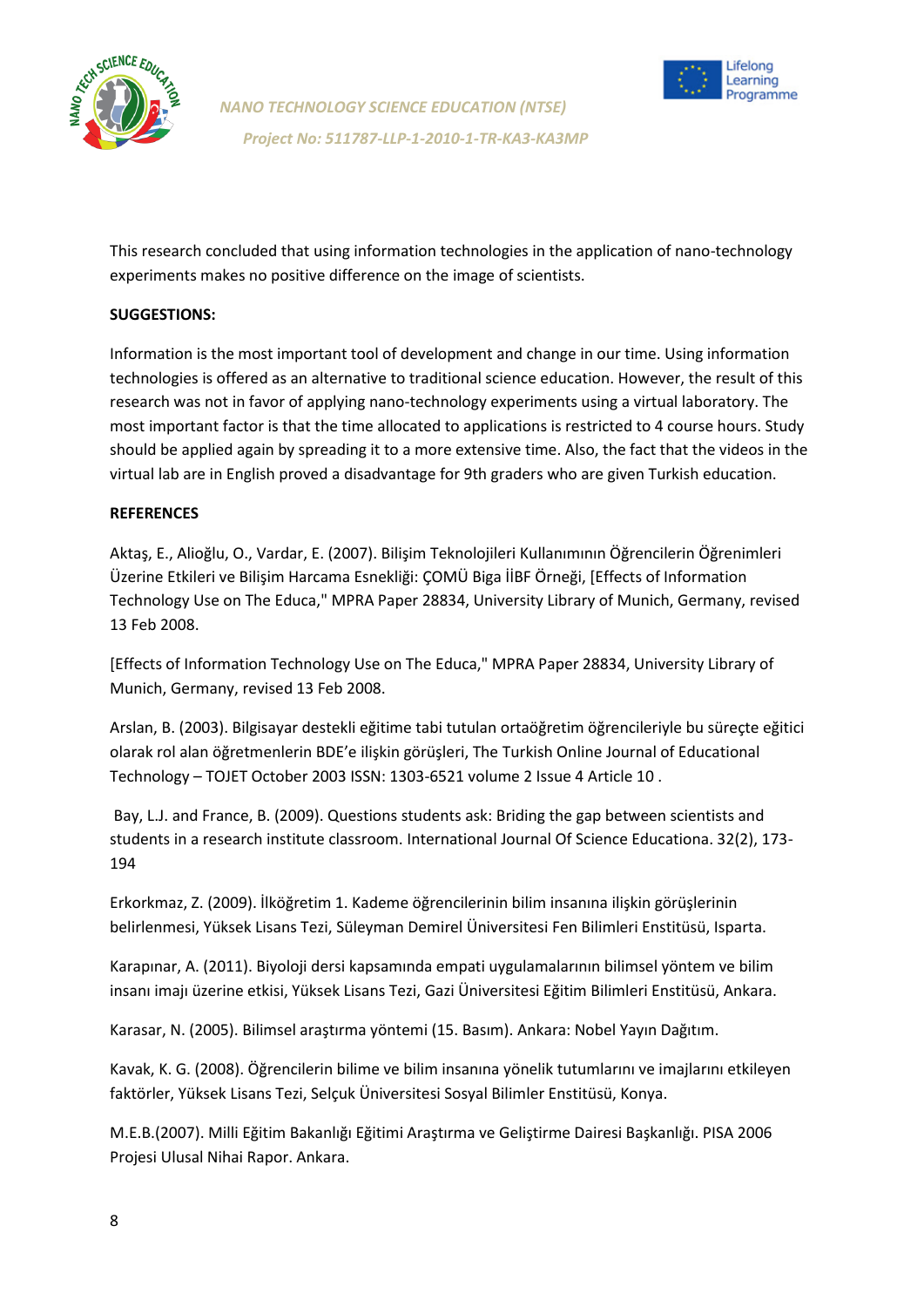This research concluded that using information technologies in the application of nano-technology experiments makes no positive difference on the image of scientists.

**SUGGESTIONS:**

Information is the most important tool of development and change in our time. Using information technologies is offered as an alternative to traditional science education. However, the result of this research was not in favor of applying nano-technology experiments using a virtual laboratory. The most important factor is that the time allocated to applications is restricted to 4 course hours. Study should be applied again by spreading it to a more extensive time. Also, the fact that the videos in the virtual lab are in English proved a disadvantage for 9th graders who are given Turkish education.

**REFERENCES**

Aktaş, E., Alioğlu, O., Vardar, E. (2007). Bilişim Teknolojileri Kullanımının Öğrencilerin Öğrenimleri Üzerine Etkileri ve Bilişim Harcama Esnekliği: ÇOMÜ Biga İİBF Örneği, [Effects of Information Technology Use on The Educa," MPRA Paper 28834, University Library of Munich, Germany, revised 13 Feb 2008.

[Effects of Information Technology Use on The Educa," MPRA Paper 28834, University Library of Munich, Germany, revised 13 Feb 2008.

Arslan, B. (2003). Bilgisayar destekli eğitime tabi tutulan ortaöğretim öğrencileriyle bu süreçte eğitici olarak rol alan öğretmenlerin BDE'e ilişkin görüşleri, The Turkish Online Journal of Educational Technology – TOJET October 2003 ISSN: 1303-6521 volume 2 Issue 4 Article 10 .

Bay, L.J. and France, B. (2009). Questions students ask: Briding the gap between scientists and students in a research institute classroom. International Journal Of Science Educationa. 32(2), 173-194

Erkorkmaz, Z. (2009). İlköğretim 1. Kademe öğrencilerinin bilim insanına ilişkin görüşlerinin belirlenmesi, Yüksek Lisans Tezi, Süleyman Demirel Üniversitesi Fen Bilimleri Enstitüsü, Isparta.

Karapınar, A. (2011). Biyoloji dersi kapsamında empati uygulamalarının bilimsel yöntem ve bilim insanı imajı üzerine etkisi, Yüksek Lisans Tezi, Gazi Üniversitesi Eğitim Bilimleri Enstitüsü, Ankara.

Karasar, N. (2005). Bilimsel araştırma yöntemi (15. Basım). Ankara: Nobel Yayın Dağıtım.

Kavak, K. G. (2008). Öğrencilerin bilime ve bilim insanına yönelik tutumlarını ve imajlarını etkileyen faktörler, Yüksek Lisans Tezi, Selçuk Üniversitesi Sosyal Bilimler Enstitüsü, Konya.

M.E.B.(2007). Milli Eğitim Bakanlığı Eğitimi Araştırma ve Geliştirme Dairesi Başkanlığı. PISA 2006 Projesi Ulusal Nihai Rapor. Ankara.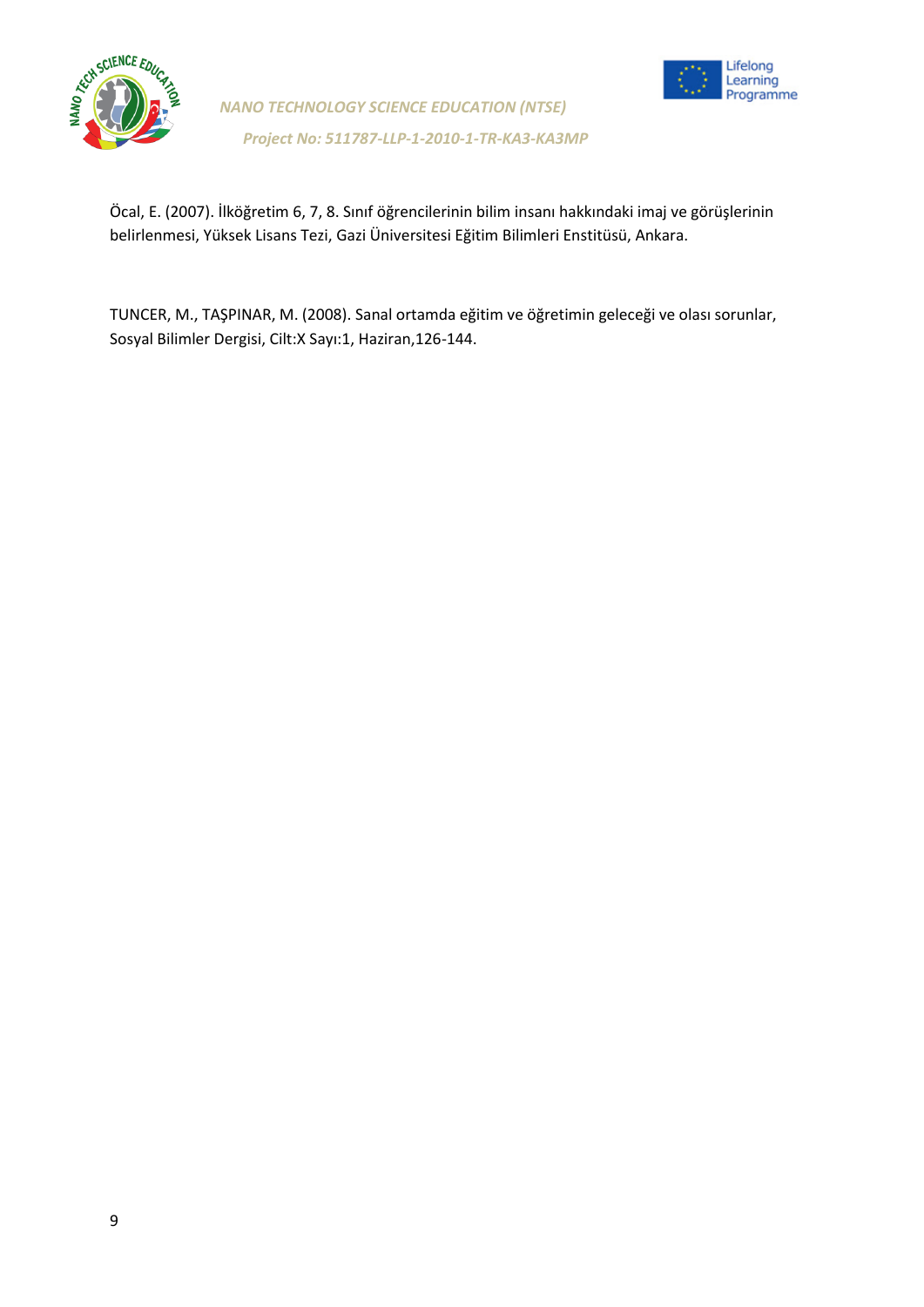Öcal, E. (2007). İlköğretim 6, 7, 8. Sınıf öğrencilerinin bilim insanı hakkındaki imaj ve görüşlerinin belirlenmesi, Yüksek Lisans Tezi, Gazi Üniversitesi Eğitim Bilimleri Enstitüsü, Ankara.

TUNCER, M., TAŞPINAR, M. (2008). Sanal ortamda eğitim ve öğretimin geleceği ve olası sorunlar, Sosyal Bilimler Dergisi, Cilt:X Sayı:1, Haziran,126-144.